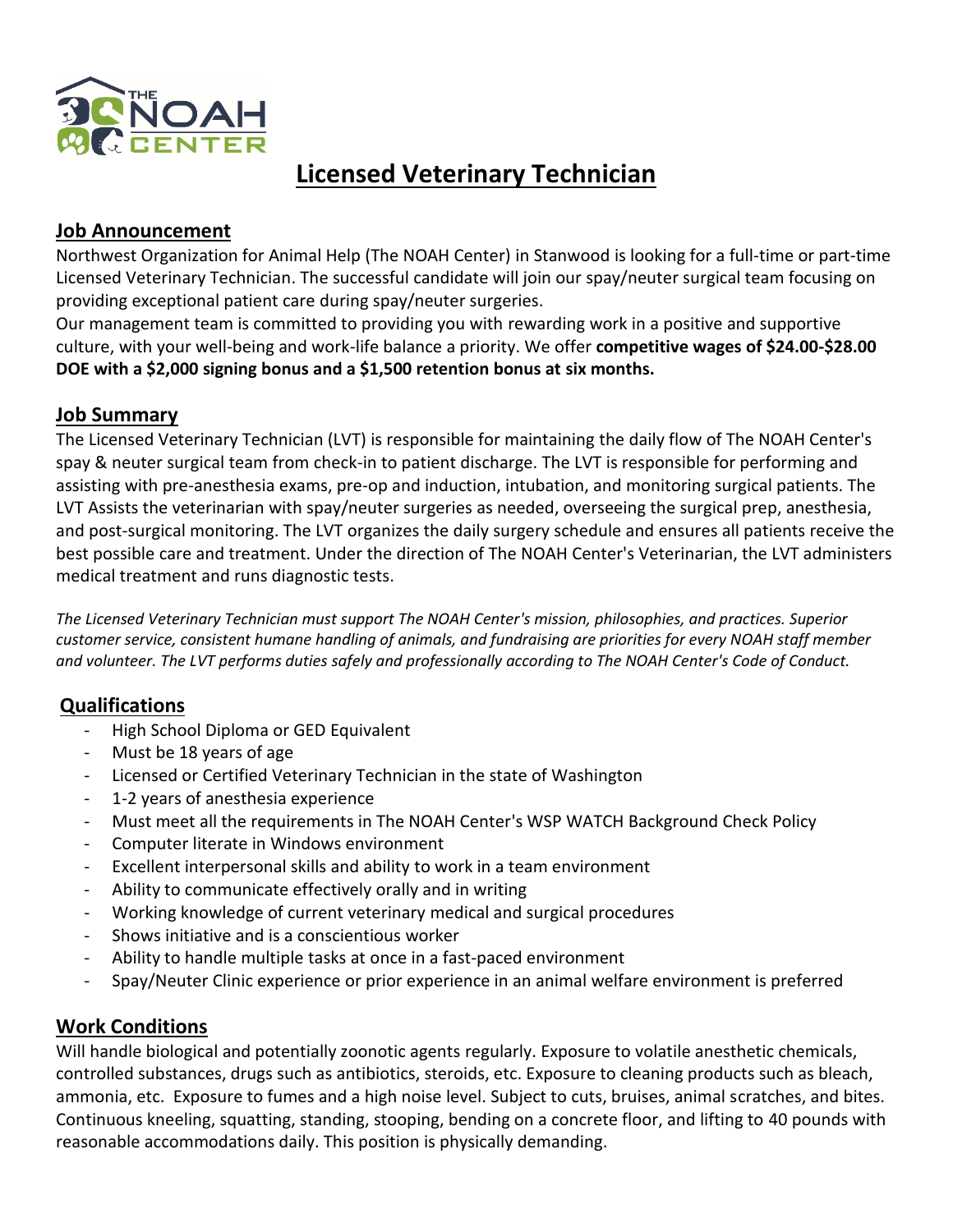# Licensed Veterinary Technician

## Job Announcement

Northwest Organization for Animal Help (The NOAH Center) in Stanwood is looking for a full-time or part-time Licensed Veterinary Technician. The successful candidate will join our spay/neuter surgical team focusing on providing exceptional patient care during spay/neuter surgeries.

Our management team is committed to providing you with rewarding work in a positive and supportive culture, with your well-being and work-life balance a priority. We offer **competitive wages of $24.00-$28.00 DOE with a $2,000 signing bonus and a $1,500 retention bonus at six months.**

## Job Summary

The Licensed Veterinary Technician (LVT) is responsible for maintaining the daily flow of The NOAH Center's spay & neuter surgical team from check-in to patient discharge. The LVT is responsible for performing and assisting with pre-anesthesia exams, pre-op and induction, intubation, and monitoring surgical patients. The LVT Assists the veterinarian with spay/neuter surgeries as needed, overseeing the surgical prep, anesthesia, and post-surgical monitoring. The LVT organizes the daily surgery schedule and ensures all patients receive the best possible care and treatment. Under the direction of The NOAH Center's Veterinarian, the LVT administers medical treatment and runs diagnostic tests.

*The Licensed Veterinary Technician must support The NOAH Center's mission, philosophies, and practices. Superior customer service, consistent humane handling of animals, and fundraising are priorities for every NOAH staff member and volunteer. The LVT performs duties safely and professionally according to The NOAH Center's Code of Conduct.*

## Qualifications

- High School Diploma or GED Equivalent
- Must be 18 years of age
- Licensed or Certified Veterinary Technician in the state of Washington
- 1-2 years of anesthesia experience
- Must meet all the requirements in The NOAH Center's WSP WATCH Background Check Policy
- Computer literate in Windows environment
- Excellent interpersonal skills and ability to work in a team environment
- Ability to communicate effectively orally and in writing
- Working knowledge of current veterinary medical and surgical procedures
- Shows initiative and is a conscientious worker
- Ability to handle multiple tasks at once in a fast-paced environment
- Spay/Neuter Clinic experience or prior experience in an animal welfare environment is preferred

## Work Conditions

Will handle biological and potentially zoonotic agents regularly. Exposure to volatile anesthetic chemicals, controlled substances, drugs such as antibiotics, steroids, etc. Exposure to cleaning products such as bleach, ammonia, etc. Exposure to fumes and a high noise level. Subject to cuts, bruises, animal scratches, and bites. Continuous kneeling, squatting, standing, stooping, bending on a concrete floor, and lifting to 40 pounds with reasonable accommodations daily. This position is physically demanding.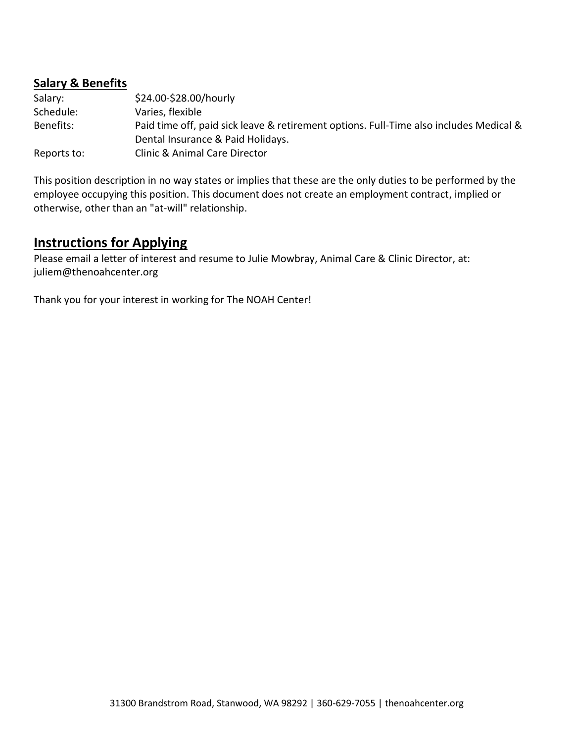## Salary & Benefits

| | |
|---|---|
| Salary: | $24.00-$28.00/hourly |
| Schedule: | Varies, flexible |
| Benefits: | Paid time off, paid sick leave & retirement options. Full-Time also includes Medical & Dental Insurance & Paid Holidays. |
| Reports to: | Clinic & Animal Care Director |

This position description in no way states or implies that these are the only duties to be performed by the employee occupying this position. This document does not create an employment contract, implied or otherwise, other than an "at-will" relationship.

# Instructions for Applying

Please email a letter of interest and resume to Julie Mowbray, Animal Care & Clinic Director, at: juliem@thenoahcenter.org

Thank you for your interest in working for The NOAH Center!

31300 Brandstrom Road, Stanwood, WA 98292 | 360-629-7055 | thenoahcenter.org